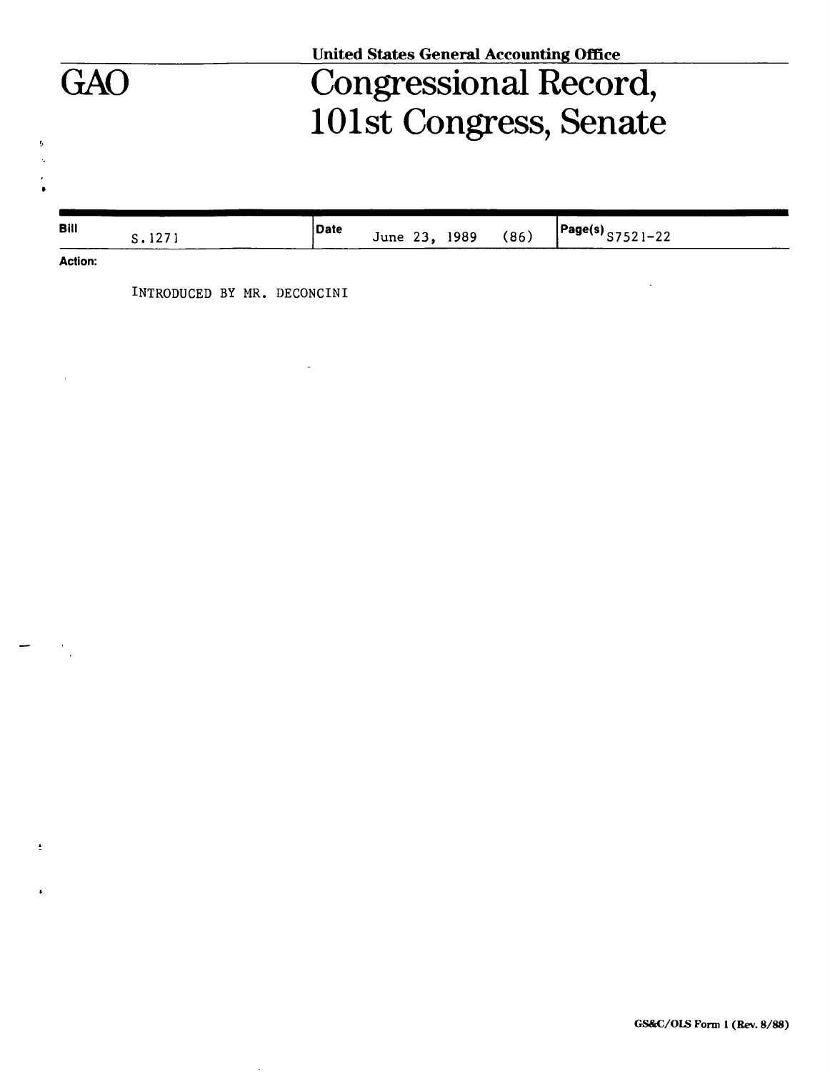United States General Accounting Office

# GAO

# Congressional Record, 101st Congress, Senate

| Bill | Date | Page(s) |
|---|---|---|
| S.1271 | June 23, 1989 (86) | S7521-22 |

**Action:**

INTRODUCED BY MR. DECONCINI

GS&C/OLS Form 1 (Rev. 8/88)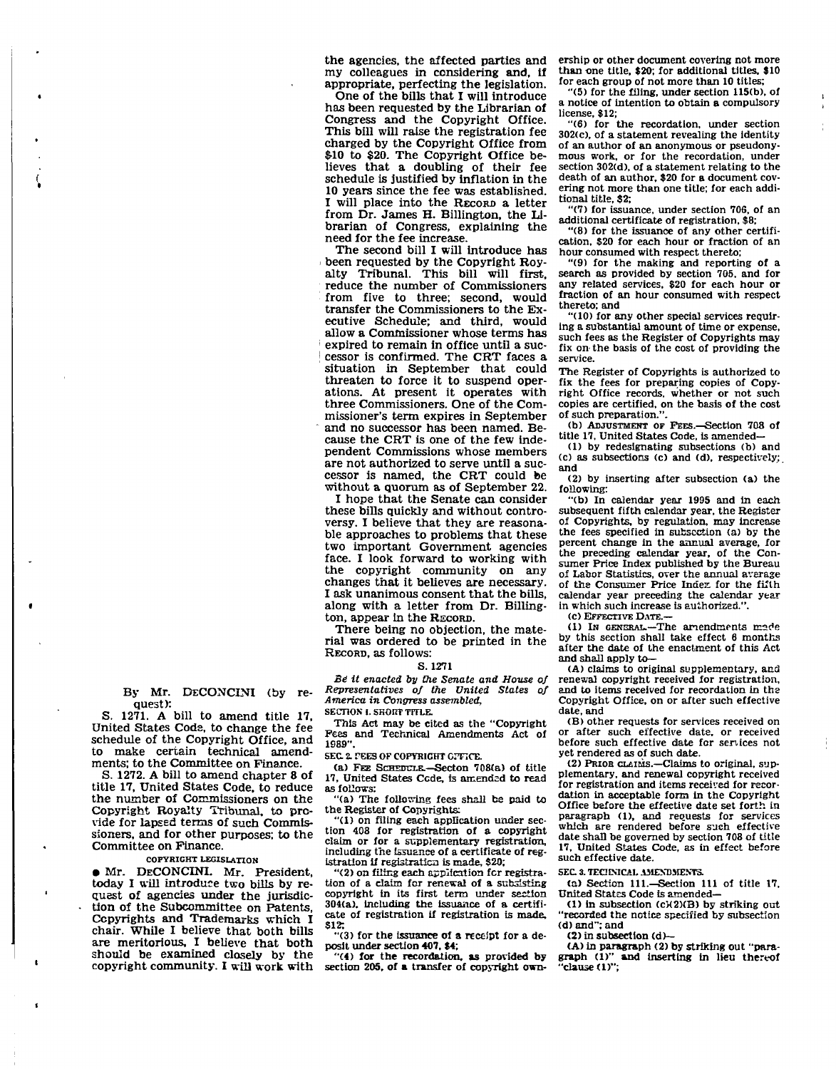By Mr. DECONCINI (by request):

S. 1271. A bill to amend title 17, United States Code, to change the fee schedule of the Copyright Office, and to make certain technical amendments; to the Committee on Finance.

S. 1272. A bill to amend chapter 8 of title 17, United States Code, to reduce the number of Commissioners on the Copyright Royalty Tribunal, to provide for lapsed terms of such Commissioners, and for other purposes; to the Committee on Finance.

COPYRIGHT LEGISLATION

● Mr. DECONCINI. Mr. President, today I will introduce two bills by request of agencies under the jurisdiction of the Subcommittee on Patents, Copyrights and Trademarks which I chair. While I believe that both bills are meritorious, I believe that both should be examined closely by the copyright community. I will work with the agencies, the affected parties and my colleagues in considering and, if appropriate, perfecting the legislation.

One of the bills that I will introduce has been requested by the Librarian of Congress and the Copyright Office. This bill will raise the registration fee charged by the Copyright Office from $10 to $20. The Copyright Office believes that a doubling of their fee schedule is justified by inflation in the 10 years since the fee was established. I will place into the RECORD a letter from Dr. James H. Billington, the Librarian of Congress, explaining the need for the fee increase.

The second bill I will introduce has been requested by the Copyright Royalty Tribunal. This bill will first, reduce the number of Commissioners from five to three; second, would transfer the Commissioners to the Executive Schedule; and third, would allow a Commissioner whose terms has expired to remain in office until a successor is confirmed. The CRT faces a situation in September that could threaten to force it to suspend operations. At present it operates with three Commissioners. One of the Commissioner's term expires in September and no successor has been named. Because the CRT is one of the few independent Commissions whose members are not authorized to serve until a successor is named, the CRT could be without a quorum as of September 22.

I hope that the Senate can consider these bills quickly and without controversy. I believe that they are reasonable approaches to problems that these two important Government agencies face. I look forward to working with the copyright community on any changes that it believes are necessary. I ask unanimous consent that the bills, along with a letter from Dr. Billington, appear in the RECORD.

There being no objection, the material was ordered to be printed in the RECORD, as follows:

S. 1271

*Be it enacted by the Senate and House of Representatives of the United States of America in Congress assembled,*

SECTION 1. SHORT TITLE.

This Act may be cited as the "Copyright Fees and Technical Amendments Act of 1989".

SEC. 2. FEES OF COPYRIGHT OFFICE.

(a) FEE SCHEDULE.—Secton 708(a) of title 17, United States Code, is amended to read as follows:

"(a) The following fees shall be paid to the Register of Copyrights:

"(1) on filing each application under section 408 for registration of a copyright claim or for a supplementary registration, including the issuance of a certificate of registration if registration is made, $20;

"(2) on filing each application for registration of a claim for renewal of a subsisting copyright in its first term under section 304(a), including the issuance of a certificate of registration if registration is made, $12;

"(3) for the issuance of a receipt for a deposit under section 407, $4;

"(4) for the recordation, as provided by section 205, of a transfer of copyright ownership or other document covering not more than one title, $20; for additional titles, $10 for each group of not more than 10 titles;

"(5) for the filing, under section 115(b), of a notice of intention to obtain a compulsory license, $12;

"(6) for the recordation, under section 302(c), of a statement revealing the identity of an author of an anonymous or pseudonymous work, or for the recordation, under section 302(d), of a statement relating to the death of an author, $20 for a document covering not more than one title; for each additional title, $2;

"(7) for issuance, under section 706, of an additional certificate of registration, $8;

"(8) for the issuance of any other certification, $20 for each hour or fraction of an hour consumed with respect thereto;

"(9) for the making and reporting of a search as provided by section 705, and for any related services, $20 for each hour or fraction of an hour consumed with respect thereto; and

"(10) for any other special services requiring a substantial amount of time or expense, such fees as the Register of Copyrights may fix on the basis of the cost of providing the service.

The Register of Copyrights is authorized to fix the fees for preparing copies of Copyright Office records, whether or not such copies are certified, on the basis of the cost of such preparation.".

(b) ADJUSTMENT OF FEES.—Section 708 of title 17, United States Code, is amended—

(1) by redesignating subsections (b) and (c) as subsections (c) and (d), respectively; and

(2) by inserting after subsection (a) the following:

"(b) In calendar year 1995 and in each subsequent fifth calendar year, the Register of Copyrights, by regulation, may increase the fees specified in subsection (a) by the percent change in the annual average, for the preceding calendar year, of the Consumer Price Index published by the Bureau of Labor Statistics, over the annual average of the Consumer Price Index for the fifth calendar year preceding the calendar year in which such increase is authorized.".

(c) EFFECTIVE DATE.—

(1) IN GENERAL.—The amendments made by this section shall take effect 6 months after the date of the enactment of this Act and shall apply to—

(A) claims to original supplementary, and renewal copyright received for registration, and to items received for recordation in the Copyright Office, on or after such effective date, and

(B) other requests for services received on or after such effective date, or received before such effective date for services not yet rendered as of such date.

(2) PRIOR CLAIMS.—Claims to original, supplementary, and renewal copyright received for registration and items received for recordation in acceptable form in the Copyright Office before the effective date set forth in paragraph (1), and requests for services which are rendered before such effective date shall be governed by section 708 of title 17, United States Code, as in effect before such effective date.

SEC. 3. TECHNICAL AMENDMENTS.

(a) Section 111 of title 17, United States Code is amended—

(1) in subsection (c)(2)(B) by striking out "recorded the notice specified by subsection (d) and"; and

(2) in subsection (d)—

(A) in paragraph (2) by striking out "paragraph (1)" and inserting in lieu thereof "clause (1)";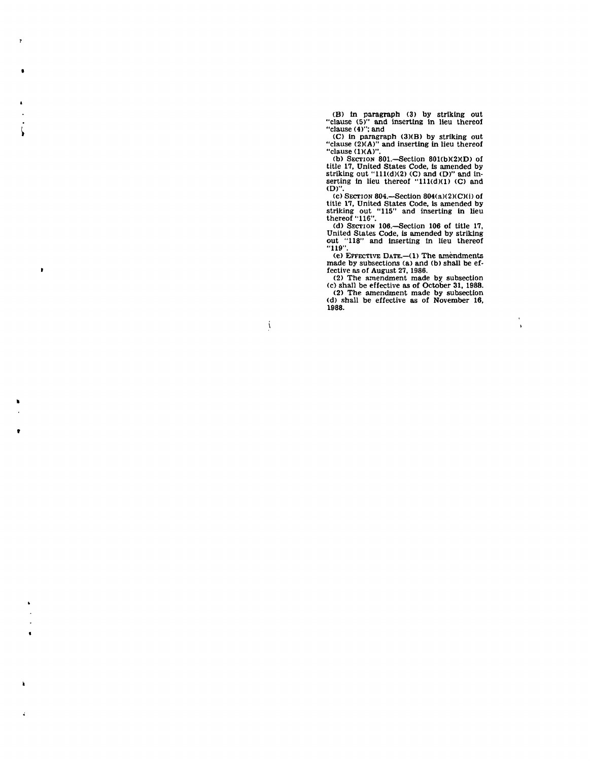(B) in paragraph (3) by striking out "clause (5)" and inserting in lieu thereof "clause (4)"; and

(C) in paragraph (3)(B) by striking out "clause (2)(A)" and inserting in lieu thereof "clause (1)(A)".

(b) SECTION 801.—Section 801(b)(2)(D) of title 17, United States Code, is amended by striking out "111(d)(2) (C) and (D)" and inserting in lieu thereof "111(d)(1) (C) and (D)".

(c) SECTION 804.—Section 804(a)(2)(C)(i) of title 17, United States Code, is amended by striking out "115" and inserting in lieu thereof "116".

(d) SECTION 106.—Section 106 of title 17, United States Code, is amended by striking out "118" and inserting in lieu thereof "119".

(e) EFFECTIVE DATE.—(1) The amendments made by subsections (a) and (b) shall be effective as of August 27, 1986.

(2) The amendment made by subsection (c) shall be effective as of October 31, 1988.

(2) The amendment made by subsection (d) shall be effective as of November 16, 1988.